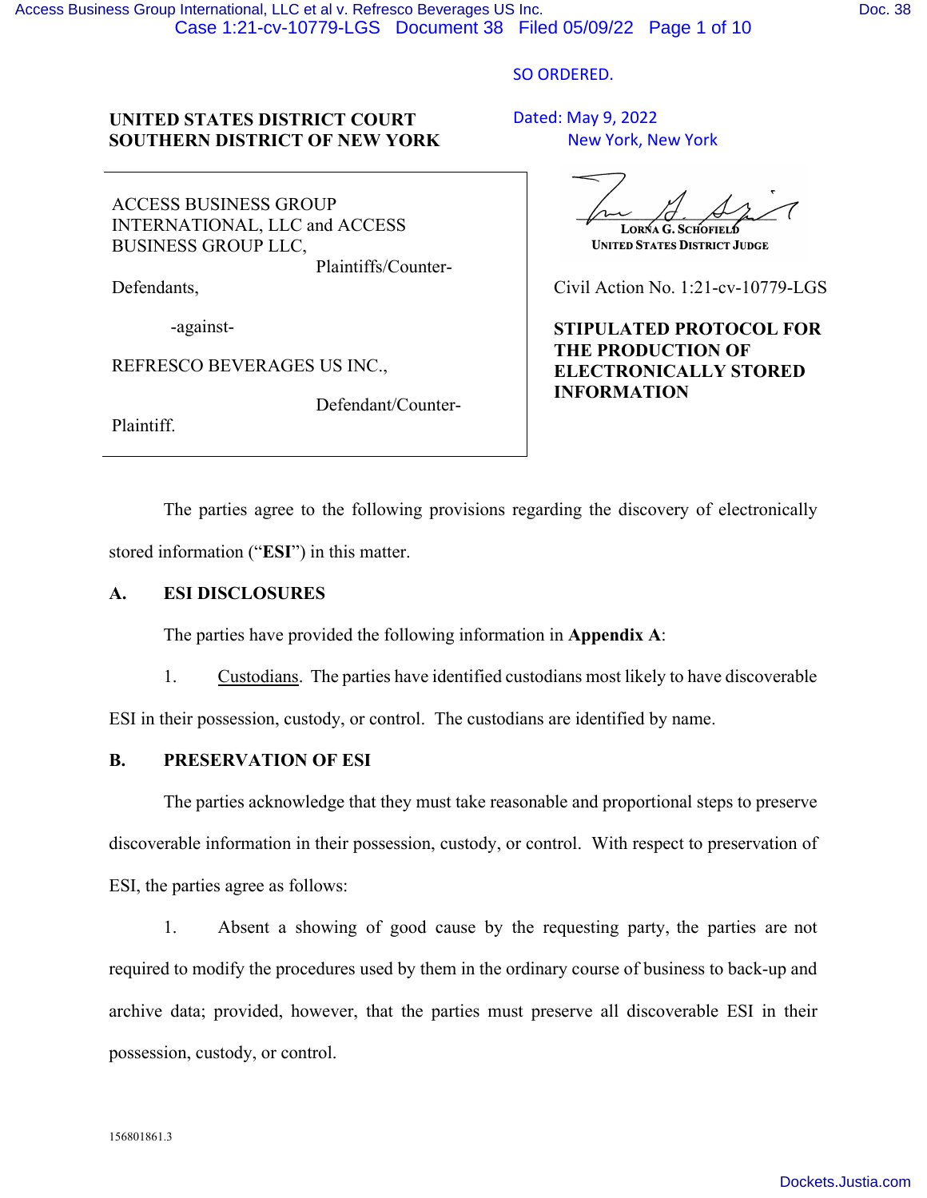SO ORDERED.

Dated: May 9, 2022
New York, New York

LORNA G. SCHOFIELD
UNITED STATES DISTRICT JUDGE

**UNITED STATES DISTRICT COURT**
**SOUTHERN DISTRICT OF NEW YORK**

ACCESS BUSINESS GROUP INTERNATIONAL, LLC and ACCESS BUSINESS GROUP LLC,
Plaintiffs/Counter-Defendants,

-against-

REFRESCO BEVERAGES US INC.,

Defendant/Counter-Plaintiff.

Civil Action No. 1:21-cv-10779-LGS

**STIPULATED PROTOCOL FOR THE PRODUCTION OF ELECTRONICALLY STORED INFORMATION**

The parties agree to the following provisions regarding the discovery of electronically stored information ("**ESI**") in this matter.

## A. ESI DISCLOSURES

The parties have provided the following information in **Appendix A**:

1. Custodians. The parties have identified custodians most likely to have discoverable ESI in their possession, custody, or control. The custodians are identified by name.

## B. PRESERVATION OF ESI

The parties acknowledge that they must take reasonable and proportional steps to preserve discoverable information in their possession, custody, or control. With respect to preservation of ESI, the parties agree as follows:

1. Absent a showing of good cause by the requesting party, the parties are not required to modify the procedures used by them in the ordinary course of business to back-up and archive data; provided, however, that the parties must preserve all discoverable ESI in their possession, custody, or control.

156801861.3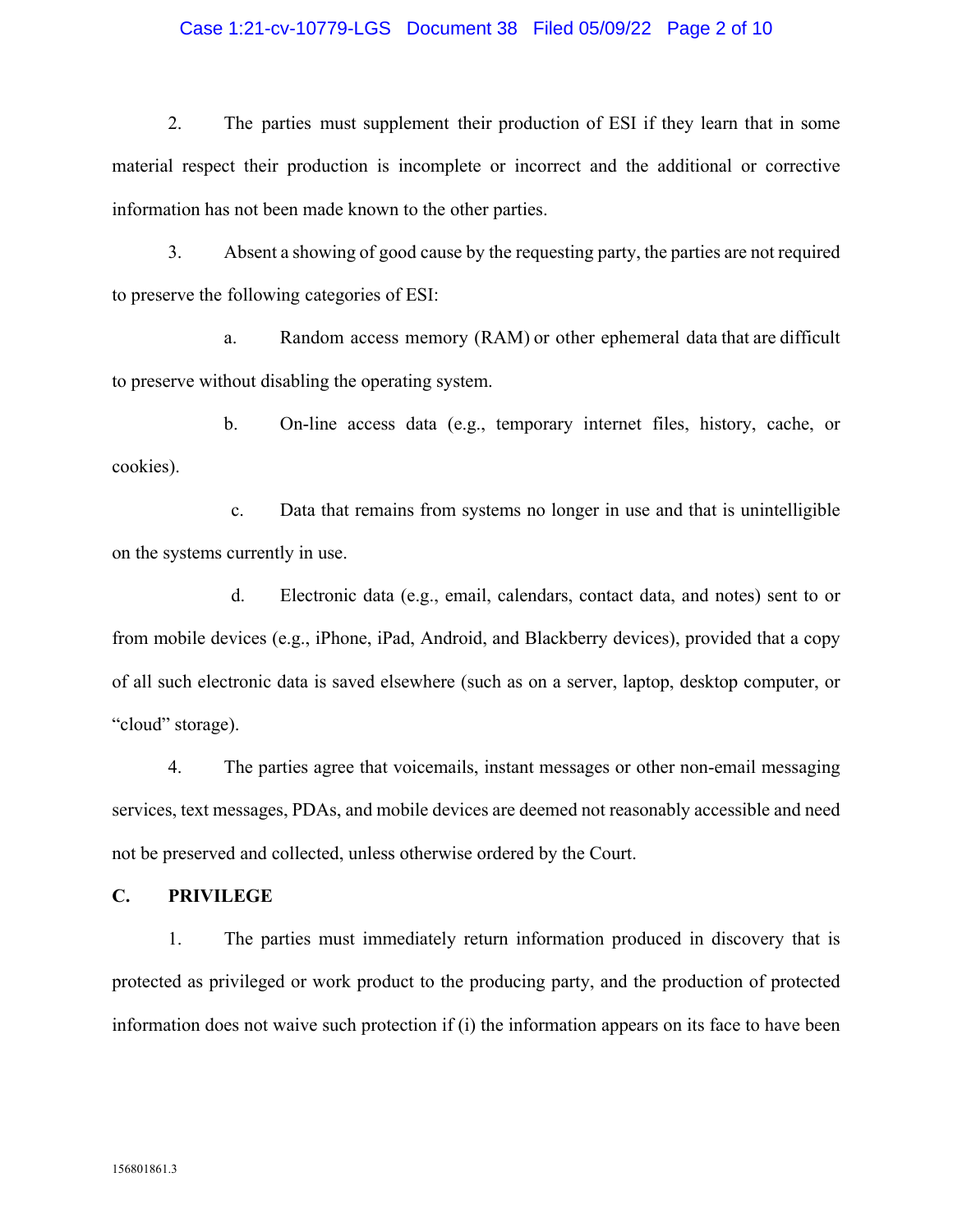2. The parties must supplement their production of ESI if they learn that in some material respect their production is incomplete or incorrect and the additional or corrective information has not been made known to the other parties.

3. Absent a showing of good cause by the requesting party, the parties are not required to preserve the following categories of ESI:

a. Random access memory (RAM) or other ephemeral data that are difficult to preserve without disabling the operating system.

b. On-line access data (e.g., temporary internet files, history, cache, or cookies).

c. Data that remains from systems no longer in use and that is unintelligible on the systems currently in use.

d. Electronic data (e.g., email, calendars, contact data, and notes) sent to or from mobile devices (e.g., iPhone, iPad, Android, and Blackberry devices), provided that a copy of all such electronic data is saved elsewhere (such as on a server, laptop, desktop computer, or "cloud" storage).

4. The parties agree that voicemails, instant messages or other non-email messaging services, text messages, PDAs, and mobile devices are deemed not reasonably accessible and need not be preserved and collected, unless otherwise ordered by the Court.

## C. PRIVILEGE

1. The parties must immediately return information produced in discovery that is protected as privileged or work product to the producing party, and the production of protected information does not waive such protection if (i) the information appears on its face to have been

156801861.3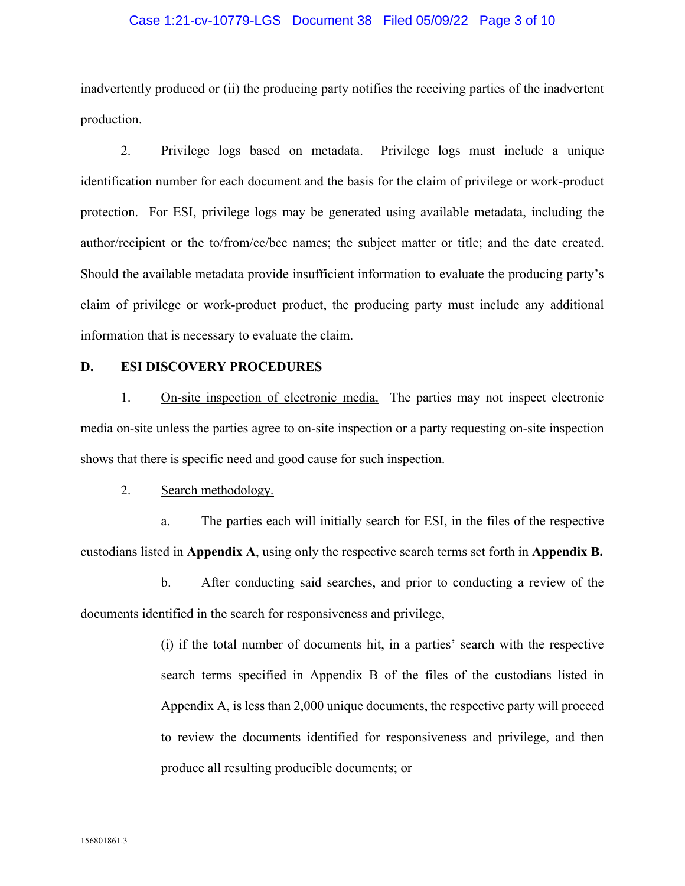inadvertently produced or (ii) the producing party notifies the receiving parties of the inadvertent production.

2. Privilege logs based on metadata. Privilege logs must include a unique identification number for each document and the basis for the claim of privilege or work-product protection. For ESI, privilege logs may be generated using available metadata, including the author/recipient or the to/from/cc/bcc names; the subject matter or title; and the date created. Should the available metadata provide insufficient information to evaluate the producing party's claim of privilege or work-product product, the producing party must include any additional information that is necessary to evaluate the claim.

## D. ESI DISCOVERY PROCEDURES

1. On-site inspection of electronic media. The parties may not inspect electronic media on-site unless the parties agree to on-site inspection or a party requesting on-site inspection shows that there is specific need and good cause for such inspection.

2. Search methodology.

a. The parties each will initially search for ESI, in the files of the respective custodians listed in **Appendix A**, using only the respective search terms set forth in **Appendix B.**

b. After conducting said searches, and prior to conducting a review of the documents identified in the search for responsiveness and privilege,

(i) if the total number of documents hit, in a parties' search with the respective search terms specified in Appendix B of the files of the custodians listed in Appendix A, is less than 2,000 unique documents, the respective party will proceed to review the documents identified for responsiveness and privilege, and then produce all resulting producible documents; or

156801861.3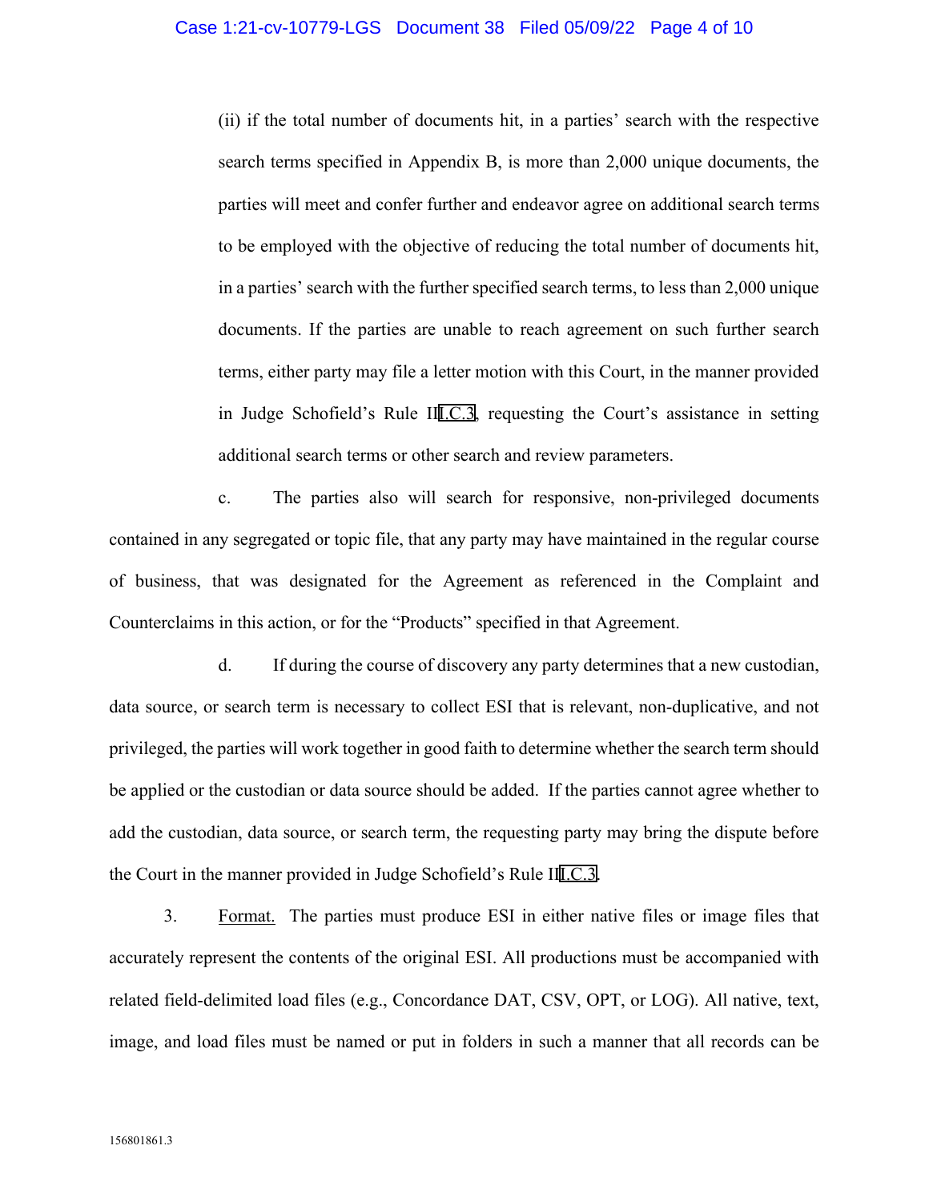(ii) if the total number of documents hit, in a parties' search with the respective search terms specified in Appendix B, is more than 2,000 unique documents, the parties will meet and confer further and endeavor agree on additional search terms to be employed with the objective of reducing the total number of documents hit, in a parties' search with the further specified search terms, to less than 2,000 unique documents. If the parties are unable to reach agreement on such further search terms, either party may file a letter motion with this Court, in the manner provided in Judge Schofield's Rule III.C.3, requesting the Court's assistance in setting additional search terms or other search and review parameters.

c. The parties also will search for responsive, non-privileged documents contained in any segregated or topic file, that any party may have maintained in the regular course of business, that was designated for the Agreement as referenced in the Complaint and Counterclaims in this action, or for the "Products" specified in that Agreement.

d. If during the course of discovery any party determines that a new custodian, data source, or search term is necessary to collect ESI that is relevant, non-duplicative, and not privileged, the parties will work together in good faith to determine whether the search term should be applied or the custodian or data source should be added. If the parties cannot agree whether to add the custodian, data source, or search term, the requesting party may bring the dispute before the Court in the manner provided in Judge Schofield's Rule III.C.3.

3. Format. The parties must produce ESI in either native files or image files that accurately represent the contents of the original ESI. All productions must be accompanied with related field-delimited load files (e.g., Concordance DAT, CSV, OPT, or LOG). All native, text, image, and load files must be named or put in folders in such a manner that all records can be

156801861.3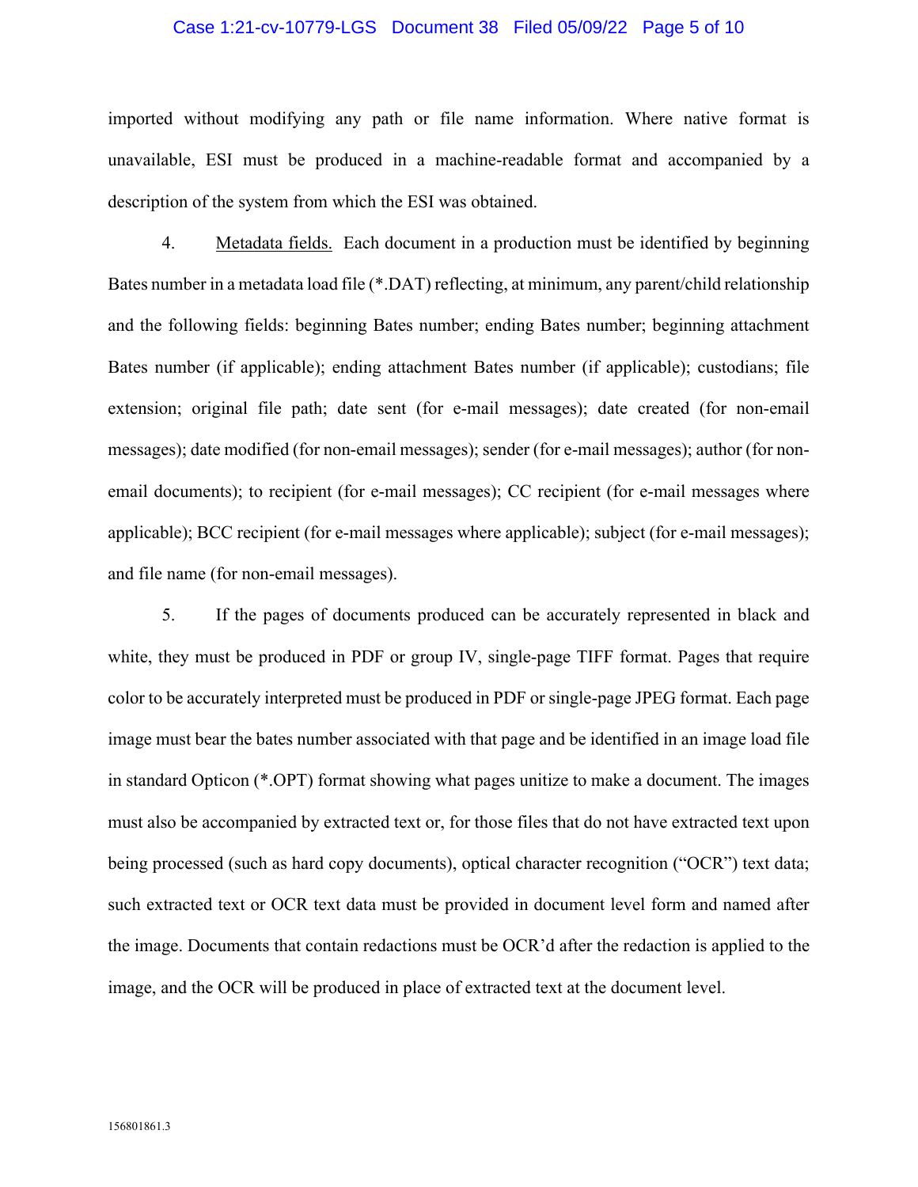imported without modifying any path or file name information. Where native format is unavailable, ESI must be produced in a machine-readable format and accompanied by a description of the system from which the ESI was obtained.

4. Metadata fields. Each document in a production must be identified by beginning Bates number in a metadata load file (*.DAT) reflecting, at minimum, any parent/child relationship and the following fields: beginning Bates number; ending Bates number; beginning attachment Bates number (if applicable); ending attachment Bates number (if applicable); custodians; file extension; original file path; date sent (for e-mail messages); date created (for non-email messages); date modified (for non-email messages); sender (for e-mail messages); author (for non-email documents); to recipient (for e-mail messages); CC recipient (for e-mail messages where applicable); BCC recipient (for e-mail messages where applicable); subject (for e-mail messages); and file name (for non-email messages).

5. If the pages of documents produced can be accurately represented in black and white, they must be produced in PDF or group IV, single-page TIFF format. Pages that require color to be accurately interpreted must be produced in PDF or single-page JPEG format. Each page image must bear the bates number associated with that page and be identified in an image load file in standard Opticon (*.OPT) format showing what pages unitize to make a document. The images must also be accompanied by extracted text or, for those files that do not have extracted text upon being processed (such as hard copy documents), optical character recognition ("OCR") text data; such extracted text or OCR text data must be provided in document level form and named after the image. Documents that contain redactions must be OCR'd after the redaction is applied to the image, and the OCR will be produced in place of extracted text at the document level.

156801861.3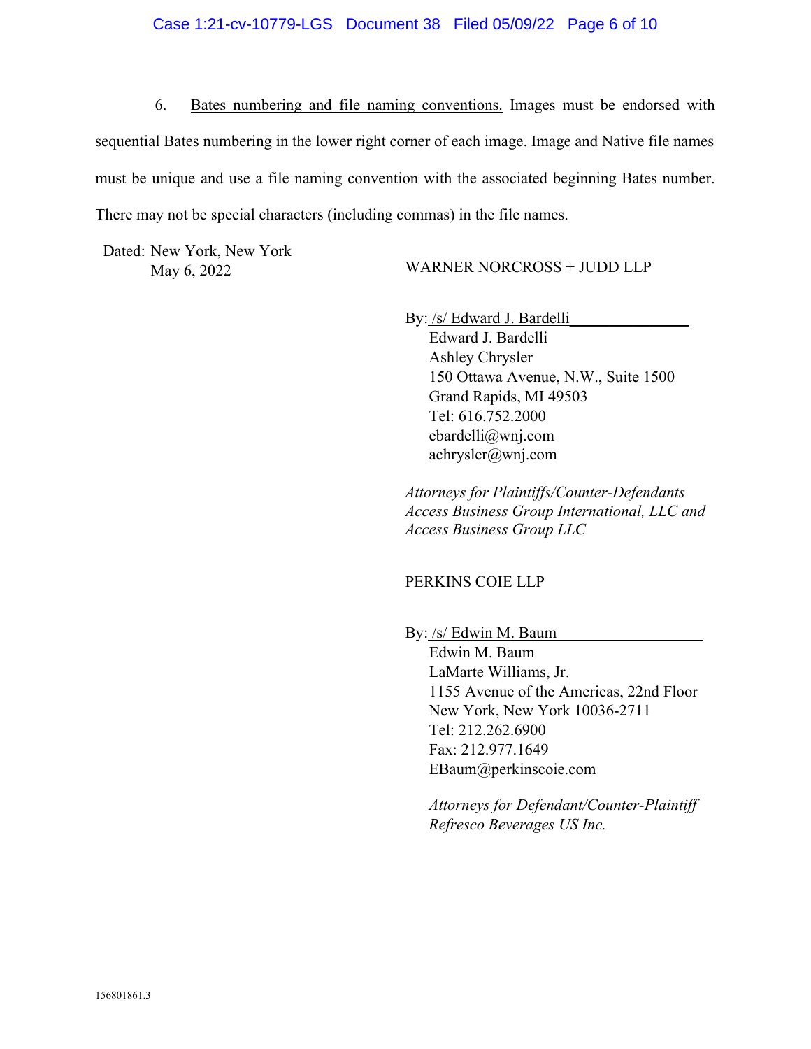6. Bates numbering and file naming conventions. Images must be endorsed with sequential Bates numbering in the lower right corner of each image. Image and Native file names must be unique and use a file naming convention with the associated beginning Bates number. There may not be special characters (including commas) in the file names.

Dated: New York, New York
May 6, 2022

WARNER NORCROSS + JUDD LLP

By: /s/ Edward J. Bardelli
Edward J. Bardelli
Ashley Chrysler
150 Ottawa Avenue, N.W., Suite 1500
Grand Rapids, MI 49503
Tel: 616.752.2000
ebardelli@wnj.com
achrysler@wnj.com

*Attorneys for Plaintiffs/Counter-Defendants Access Business Group International, LLC and Access Business Group LLC*

PERKINS COIE LLP

By: /s/ Edwin M. Baum
Edwin M. Baum
LaMarte Williams, Jr.
1155 Avenue of the Americas, 22nd Floor
New York, New York 10036-2711
Tel: 212.262.6900
Fax: 212.977.1649
EBaum@perkinscoie.com

*Attorneys for Defendant/Counter-Plaintiff Refresco Beverages US Inc.*

156801861.3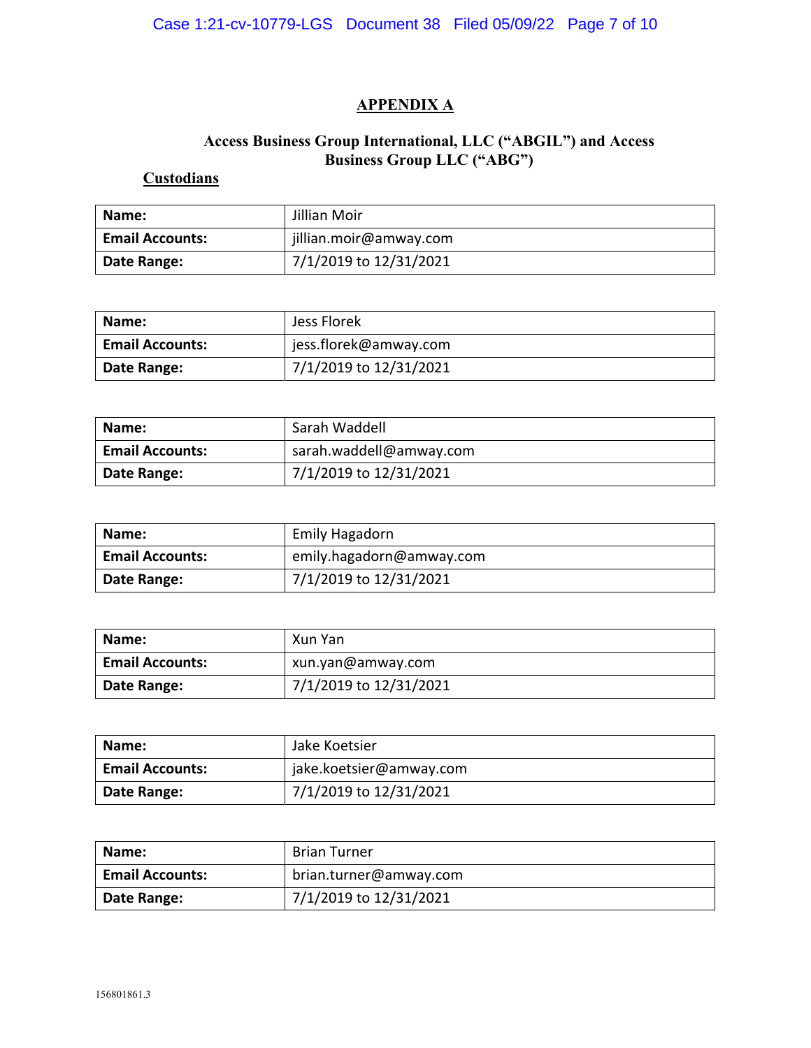# APPENDIX A

## Access Business Group International, LLC ("ABGIL") and Access Business Group LLC ("ABG")

### Custodians

| Name: | Jillian Moir |
|---|---|
| Email Accounts: | jillian.moir@amway.com |
| Date Range: | 7/1/2019 to 12/31/2021 |

| Name: | Jess Florek |
|---|---|
| Email Accounts: | jess.florek@amway.com |
| Date Range: | 7/1/2019 to 12/31/2021 |

| Name: | Sarah Waddell |
|---|---|
| Email Accounts: | sarah.waddell@amway.com |
| Date Range: | 7/1/2019 to 12/31/2021 |

| Name: | Emily Hagadorn |
|---|---|
| Email Accounts: | emily.hagadorn@amway.com |
| Date Range: | 7/1/2019 to 12/31/2021 |

| Name: | Xun Yan |
|---|---|
| Email Accounts: | xun.yan@amway.com |
| Date Range: | 7/1/2019 to 12/31/2021 |

| Name: | Jake Koetsier |
|---|---|
| Email Accounts: | jake.koetsier@amway.com |
| Date Range: | 7/1/2019 to 12/31/2021 |

| Name: | Brian Turner |
|---|---|
| Email Accounts: | brian.turner@amway.com |
| Date Range: | 7/1/2019 to 12/31/2021 |

156801861.3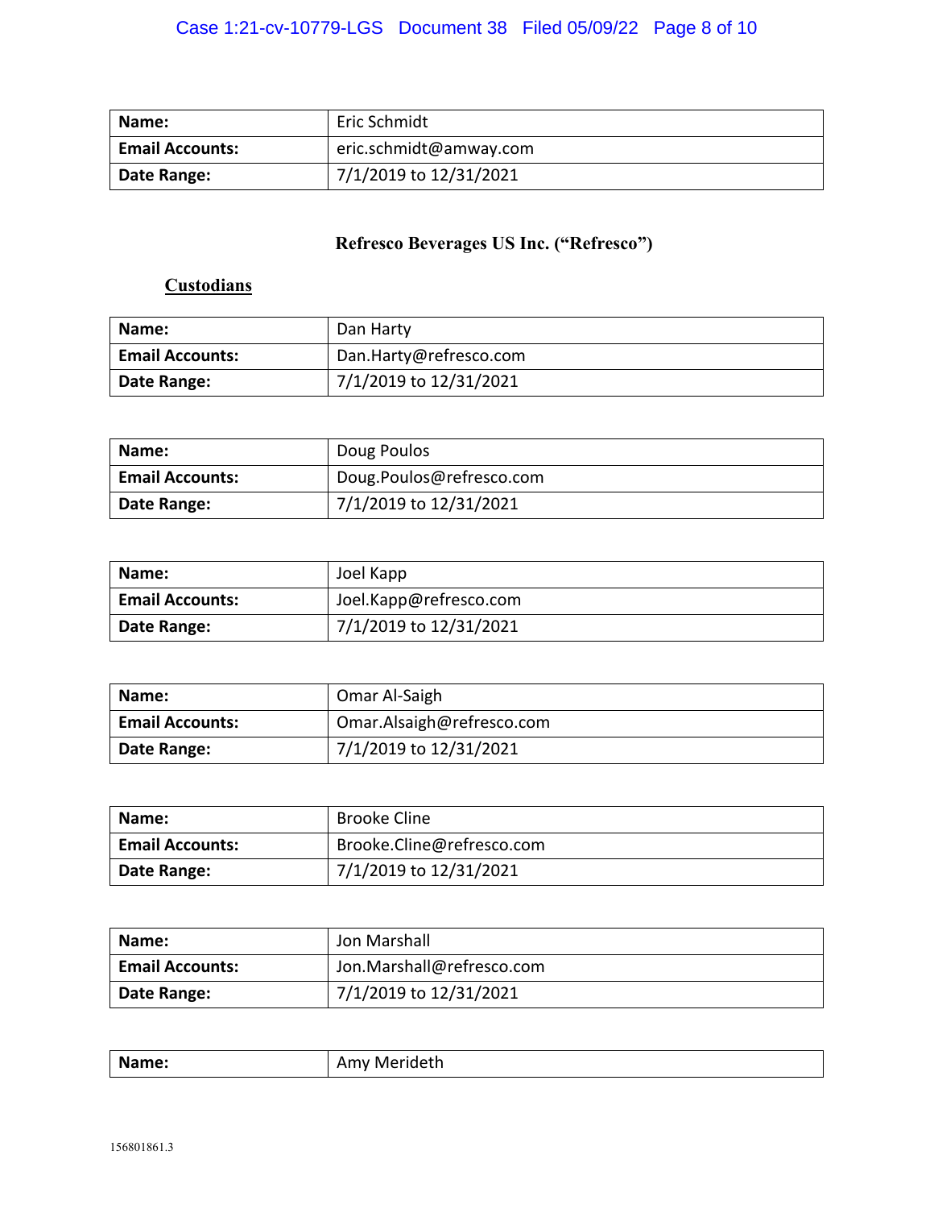| Name: | Eric Schmidt |
| --- | --- |
| Email Accounts: | eric.schmidt@amway.com |
| Date Range: | 7/1/2019 to 12/31/2021 |

## Refresco Beverages US Inc. ("Refresco")

**Custodians**

| Name: | Dan Harty |
| --- | --- |
| Email Accounts: | Dan.Harty@refresco.com |
| Date Range: | 7/1/2019 to 12/31/2021 |

| Name: | Doug Poulos |
| --- | --- |
| Email Accounts: | Doug.Poulos@refresco.com |
| Date Range: | 7/1/2019 to 12/31/2021 |

| Name: | Joel Kapp |
| --- | --- |
| Email Accounts: | Joel.Kapp@refresco.com |
| Date Range: | 7/1/2019 to 12/31/2021 |

| Name: | Omar Al-Saigh |
| --- | --- |
| Email Accounts: | Omar.Alsaigh@refresco.com |
| Date Range: | 7/1/2019 to 12/31/2021 |

| Name: | Brooke Cline |
| --- | --- |
| Email Accounts: | Brooke.Cline@refresco.com |
| Date Range: | 7/1/2019 to 12/31/2021 |

| Name: | Jon Marshall |
| --- | --- |
| Email Accounts: | Jon.Marshall@refresco.com |
| Date Range: | 7/1/2019 to 12/31/2021 |

| Name: | Amy Merideth |
| --- | --- |

156801861.3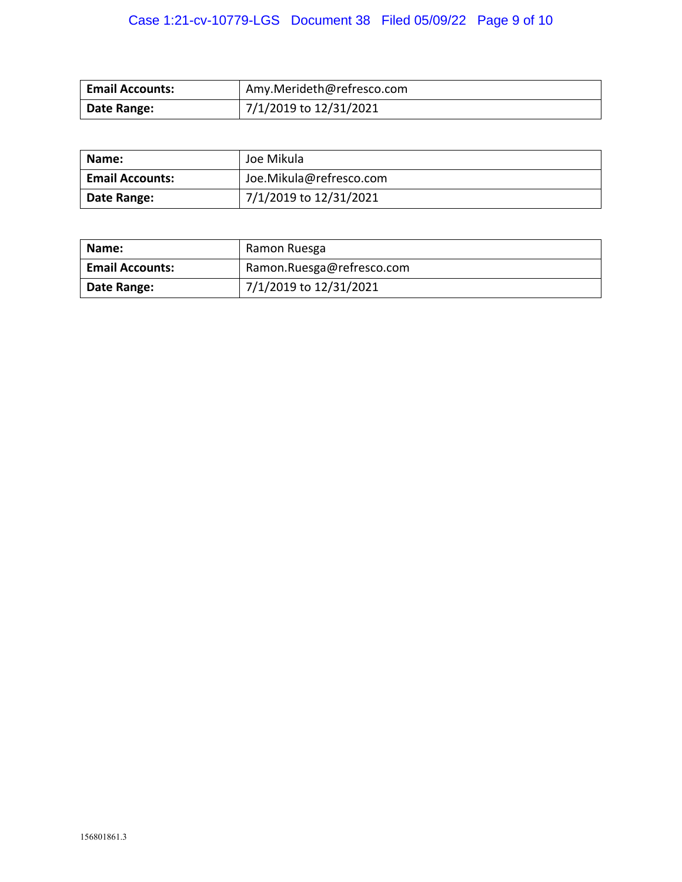| Email Accounts: | Amy.Merideth@refresco.com |
| --- | --- |
| Date Range: | 7/1/2019 to 12/31/2021 |

| Name: | Joe Mikula |
| --- | --- |
| Email Accounts: | Joe.Mikula@refresco.com |
| Date Range: | 7/1/2019 to 12/31/2021 |

| Name: | Ramon Ruesga |
| --- | --- |
| Email Accounts: | Ramon.Ruesga@refresco.com |
| Date Range: | 7/1/2019 to 12/31/2021 |

156801861.3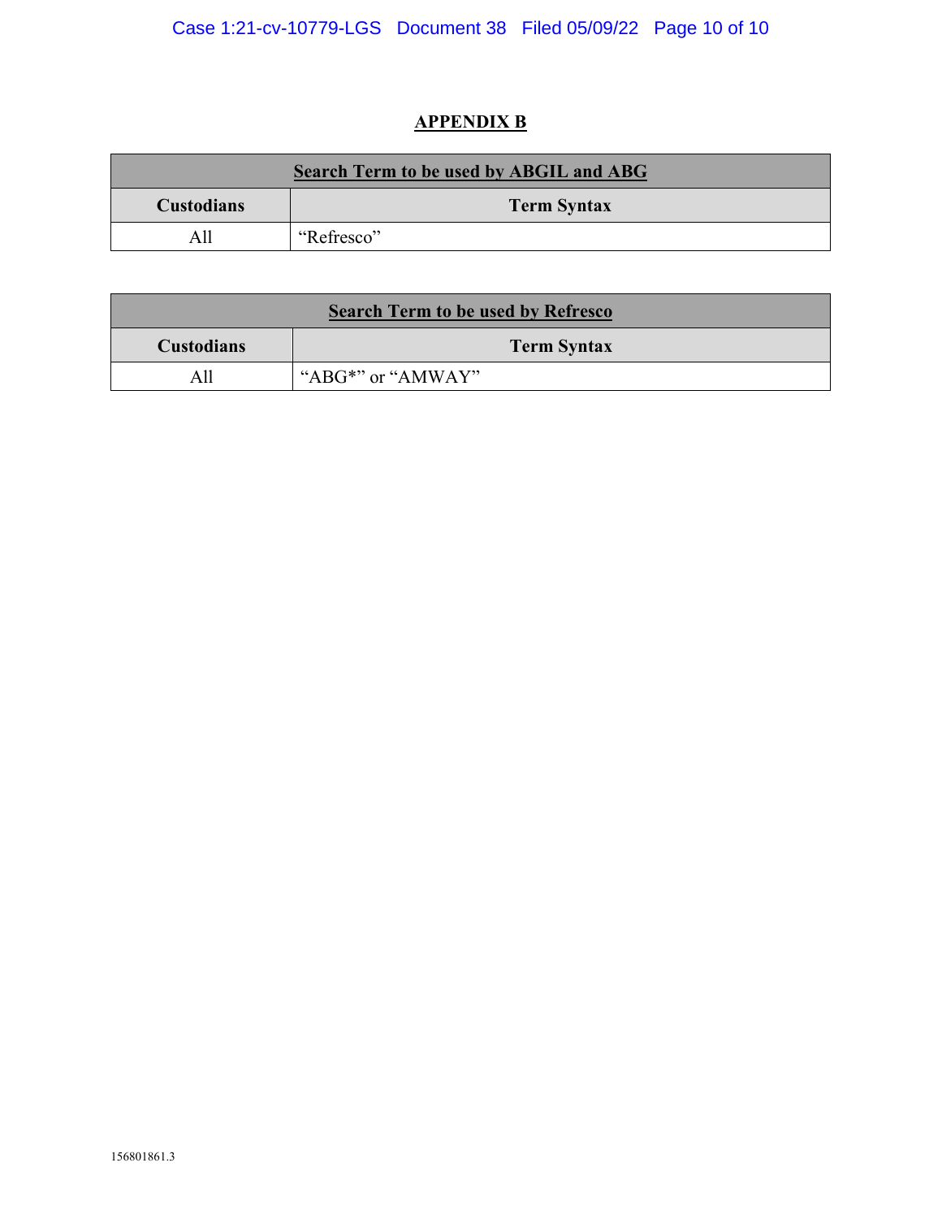## APPENDIX B

| Search Term to be used by ABGIL and ABG | |
|---|---|
| **Custodians** | **Term Syntax** |
| All | "Refresco" |

| Search Term to be used by Refresco | |
|---|---|
| **Custodians** | **Term Syntax** |
| All | "ABG*" or "AMWAY" |

156801861.3